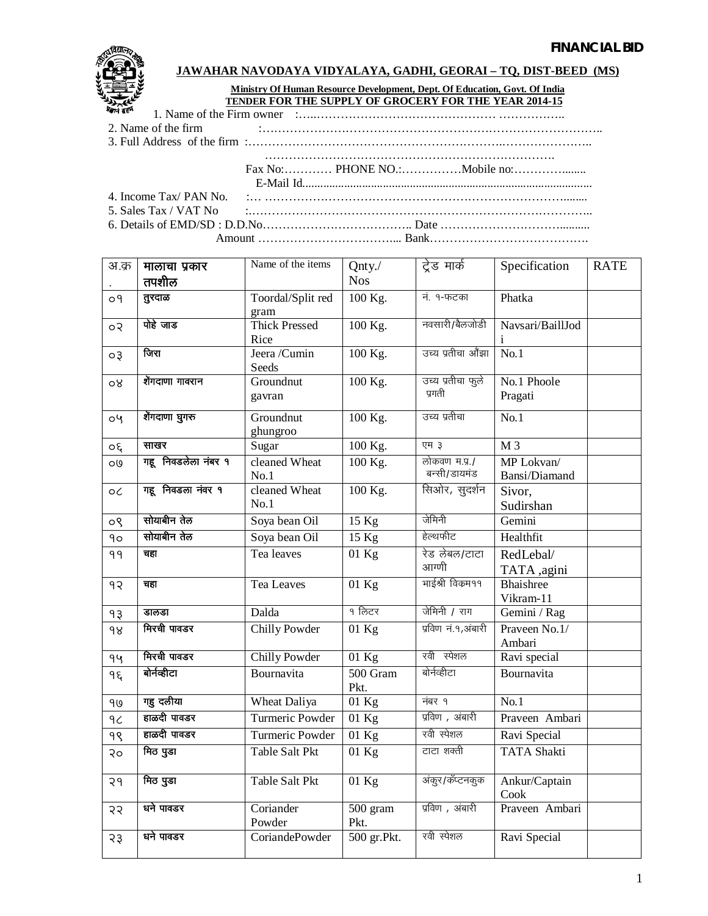**FINANCIAL BID**

## JAWAHAR NAVODAYA VIDYALAYA, GADHI, GEORAI – TQ, DIST-BEED (MS)

**Ministry Of Human Resource Development, Dept. Of Education, Govt. Of India**

**TENDER FOR THE SUPPLY OF GROCERY FOR THE YEAR 2014-15**

1. Name of the Firm owner :…..……………………………………… ……………..
2. Name of the firm :………………………………………………………………………..
3. Full Address of the firm :…………………………………………………………………..
   ………………………………………………………………….
   Fax No:………… PHONE NO.:……………Mobile no:…………........
   E-Mail Id...............................................................................................
4. Income Tax/ PAN No. :… ………………………………………………………........
5. Sales Tax / VAT No :……………………………………………………………………..
6. Details of EMD/SD : D.D.No……………………………….. Date ………………………..........
   Amount ……………………………... Bank………………………………….

| अ.क्र. | मालाचा प्रकार तपशील | Name of the items | Qnty./ Nos | ट्रेड मार्क | Specification | RATE |
|---|---|---|---|---|---|---|
| ०१ | तुरदाळ | Toordal/Split red gram | 100 Kg. | नं. १-फटका | Phatka | |
| ०२ | पोहे जाड | Thick Pressed Rice | 100 Kg. | नवसारी/बैलजोडी | Navsari/BaillJodi | |
| ०३ | जिरा | Jeera /Cumin Seeds | 100 Kg. | उच्च प्रतीचा औंझा | No.1 | |
| ०४ | शेंगदाणा गावरान | Groundnut gavran | 100 Kg. | उच्च प्रतीचा फुले प्रगती | No.1 Phoole Pragati | |
| ०५ | शेंगदाणा घुगरू | Groundnut ghungroo | 100 Kg. | उच्च प्रतीचा | No.1 | |
| ०६ | साखर | Sugar | 100 Kg. | एम ३ | M 3 | |
| ०७ | गहू निवडलेला नंबर १ | cleaned Wheat No.1 | 100 Kg. | लोकवण म.प्र./ बन्सी/डायमंड | MP Lokvan/ Bansi/Diamand | |
| ०८ | गहू निवडला नंबर १ | cleaned Wheat No.1 | 100 Kg. | सिओर, सुदर्शन | Sivor, Sudirshan | |
| ०९ | सोयाबीन तेल | Soya bean Oil | 15 Kg | जेमिनी | Gemini | |
| १० | सोयाबीन तेल | Soya bean Oil | 15 Kg | हेल्थफीट | Healthfit | |
| ११ | चहा | Tea leaves | 01 Kg | रेड लेबल/टाटा आग्णी | RedLebal/ TATA ,agini | |
| १२ | चहा | Tea Leaves | 01 Kg | भाईश्री विकम११ | Bhaishree Vikram-11 | |
| १३ | डालडा | Dalda | १ लिटर | जेमिनी / राग | Gemini / Rag | |
| १४ | मिरची पावडर | Chilly Powder | 01 Kg | प्रविण नं.१,अंबारी | Praveen No.1/ Ambari | |
| १५ | मिरची पावडर | Chilly Powder | 01 Kg | रवी स्पेशल | Ravi special | |
| १६ | बोर्नव्हीटा | Bournavita | 500 Gram Pkt. | बोर्नव्हीटा | Bournavita | |
| १७ | गहु दलीया | Wheat Daliya | 01 Kg | नंबर १ | No.1 | |
| १८ | हाळदी पावडर | Turmeric Powder | 01 Kg | प्रविण , अंबारी | Praveen Ambari | |
| १९ | हाळदी पावडर | Turmeric Powder | 01 Kg | रवी स्पेशल | Ravi Special | |
| २० | मिठ पुडा | Table Salt Pkt | 01 Kg | टाटा शक्ती | TATA Shakti | |
| २१ | मिठ पुडा | Table Salt Pkt | 01 Kg | अंकुर/कॅप्टनकुक | Ankur/Captain Cook | |
| २२ | धने पावडर | Coriander Powder | 500 gram Pkt. | प्रविण , अंबारी | Praveen Ambari | |
| २३ | धने पावडर | CoriandePowder | 500 gr.Pkt. | रवी स्पेशल | Ravi Special | |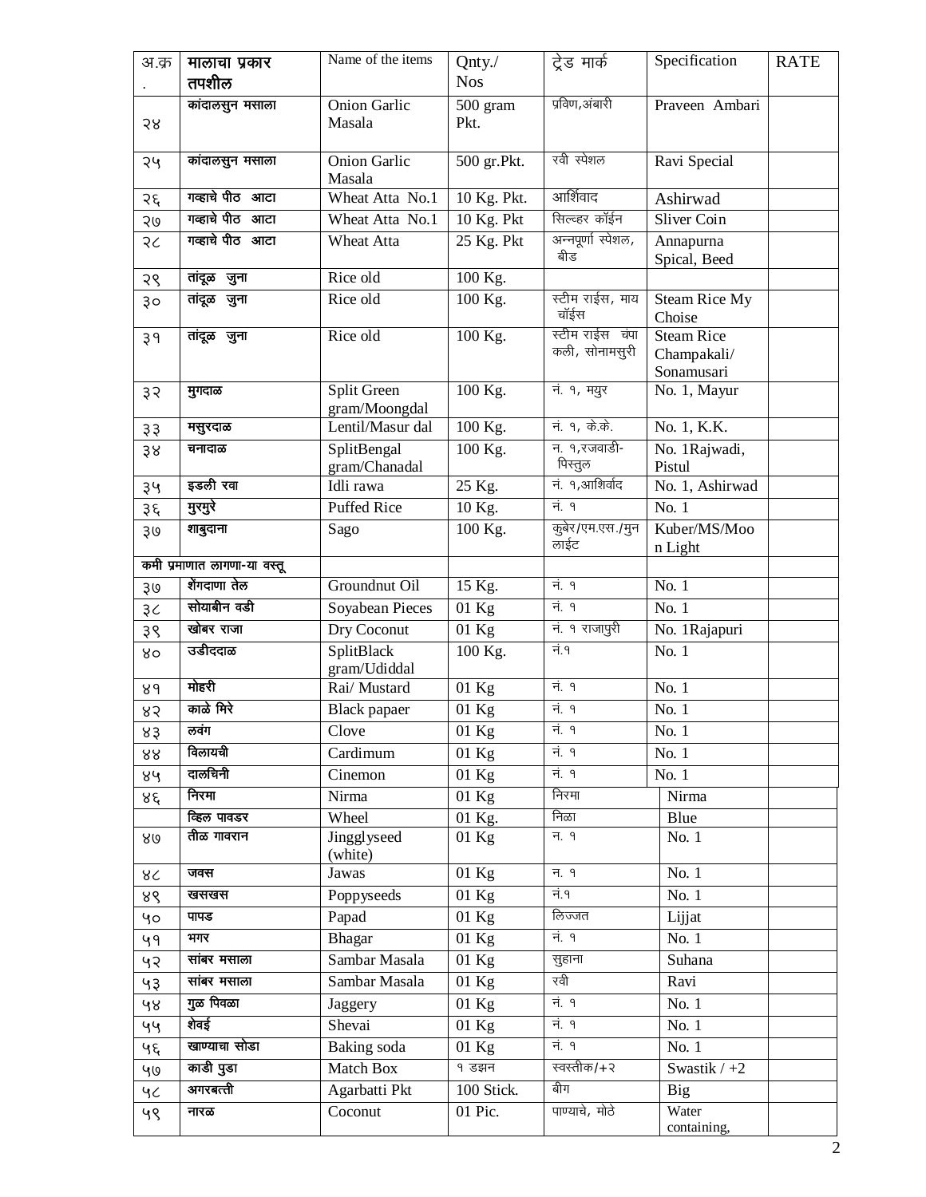| अ.क्र. | मालाचा प्रकार तपशील | Name of the items | Qnty./ Nos | ट्रेड मार्क | Specification | RATE |
|---|---|---|---|---|---|---|
| २४ | कांदालसुन मसाला | Onion Garlic Masala | 500 gram Pkt. | प्रविण,अंबारी | Praveen Ambari | |
| २५ | कांदालसुन मसाला | Onion Garlic Masala | 500 gr.Pkt. | रवी स्पेशल | Ravi Special | |
| २६ | गव्हाचे पीठ आटा | Wheat Atta No.1 | 10 Kg. Pkt. | आर्शिवाद | Ashirwad | |
| २७ | गव्हाचे पीठ आटा | Wheat Atta No.1 | 10 Kg. Pkt | सिल्व्हर कॉईन | Sliver Coin | |
| २८ | गव्हाचे पीठ आटा | Wheat Atta | 25 Kg. Pkt | अन्नपूर्णा स्पेशल, बीड | Annapurna Spical, Beed | |
| २९ | तांदूळ जुना | Rice old | 100 Kg. | | | |
| ३० | तांदूळ जुना | Rice old | 100 Kg. | स्टीम राईस, माय चॉईस | Steam Rice My Choise | |
| ३१ | तांदूळ जुना | Rice old | 100 Kg. | स्टीम राईस चंपा कली, सोनामसुरी | Steam Rice Champakali/ Sonamusari | |
| ३२ | मुगदाळ | Split Green gram/Moongdal | 100 Kg. | नं. १, मयुर | No. 1, Mayur | |
| ३३ | मसुरदाळ | Lentil/Masur dal | 100 Kg. | नं. १, के.के. | No. 1, K.K. | |
| ३४ | चनादाळ | SplitBengal gram/Chanadal | 100 Kg. | न. १,रजवाडी-पिस्तुल | No. 1Rajwadi, Pistul | |
| ३५ | इडली रवा | Idli rawa | 25 Kg. | नं. १,आशिर्वाद | No. 1, Ashirwad | |
| ३६ | मुरमुरे | Puffed Rice | 10 Kg. | नं. १ | No. 1 | |
| ३७ | शाबुदाना | Sago | 100 Kg. | कुबेर/एम.एस./मुन लाईट | Kuber/MS/Moon Light | |
| | कमी प्रमाणात लागणा-या वस्तू | | | | | |
| ३७ | शेंगदाणा तेल | Groundnut Oil | 15 Kg. | नं. १ | No. 1 | |
| ३८ | सोयाबीन वडी | Soyabean Pieces | 01 Kg | नं. १ | No. 1 | |
| ३९ | खोबर राजा | Dry Coconut | 01 Kg | नं. १ राजापुरी | No. 1Rajapuri | |
| ४० | उडीददाळ | SplitBlack gram/Udiddal | 100 Kg. | नं.१ | No. 1 | |
| ४१ | मोहरी | Rai/ Mustard | 01 Kg | नं. १ | No. 1 | |
| ४२ | काळे मिरे | Black papaer | 01 Kg | नं. १ | No. 1 | |
| ४३ | लवंग | Clove | 01 Kg | नं. १ | No. 1 | |
| ४४ | विलायची | Cardimum | 01 Kg | नं. १ | No. 1 | |
| ४५ | दालचिनी | Cinemon | 01 Kg | नं. १ | No. 1 | |
| ४६ | निरमा | Nirma | 01 Kg | निरमा | Nirma | |
| | व्हिल पावडर | Wheel | 01 Kg. | निळा | Blue | |
| ४७ | तीळ गावरान | Jingglyseed (white) | 01 Kg | न. १ | No. 1 | |
| ४८ | जवस | Jawas | 01 Kg | न. १ | No. 1 | |
| ४९ | खसखस | Poppyseeds | 01 Kg | नं.१ | No. 1 | |
| ५० | पापड | Papad | 01 Kg | लिज्जत | Lijjat | |
| ५१ | भगर | Bhagar | 01 Kg | नं. १ | No. 1 | |
| ५२ | सांबर मसाला | Sambar Masala | 01 Kg | सुहाना | Suhana | |
| ५३ | सांबर मसाला | Sambar Masala | 01 Kg | रवी | Ravi | |
| ५४ | गुळ पिवळा | Jaggery | 01 Kg | नं. १ | No. 1 | |
| ५५ | शेवई | Shevai | 01 Kg | नं. १ | No. 1 | |
| ५६ | खाण्याचा सोडा | Baking soda | 01 Kg | नं. १ | No. 1 | |
| ५७ | काडी पुडा | Match Box | १ डझन | स्वस्तीक/+२ | Swastik / +2 | |
| ५८ | अगरबत्ती | Agarbatti Pkt | 100 Stick. | बीग | Big | |
| ५९ | नारळ | Coconut | 01 Pic. | पाण्याचे, मोठे | Water containing, | |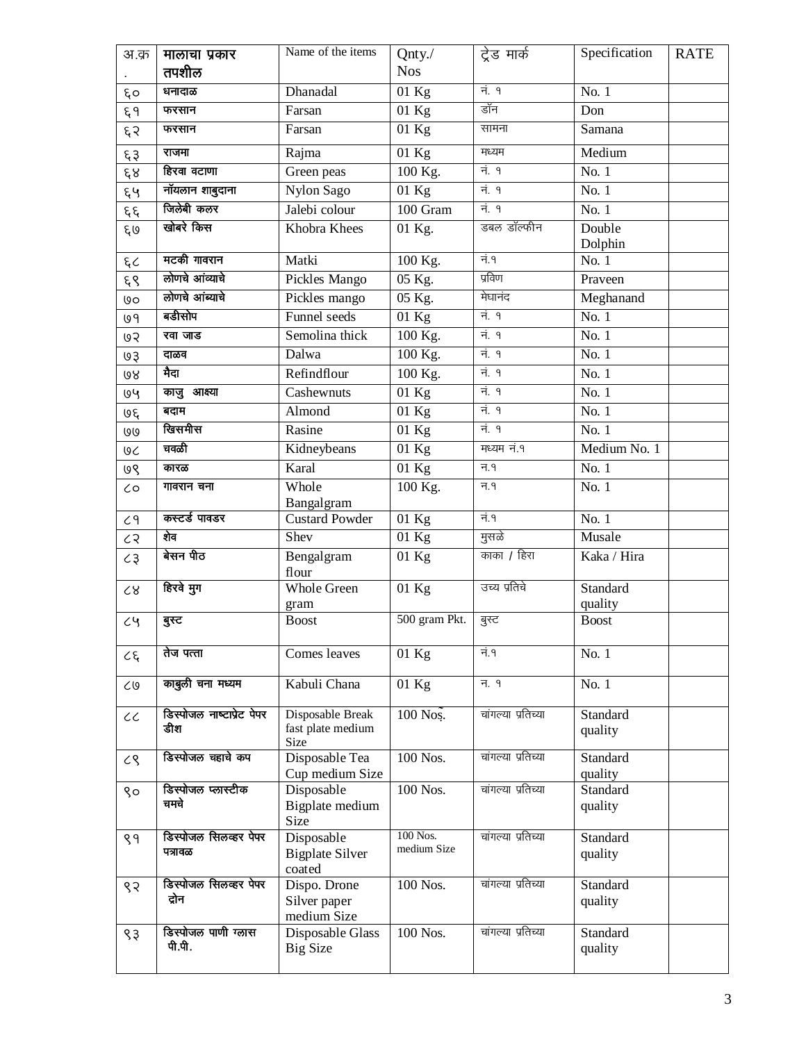| अ.क्र. | मालाचा प्रकार तपशील | Name of the items | Qnty./ Nos | ट्रेड मार्क | Specification | RATE |
|---|---|---|---|---|---|---|
| ६० | धनादाळ | Dhanadal | 01 Kg | नं. १ | No. 1 | |
| ६१ | फरसान | Farsan | 01 Kg | डॉन | Don | |
| ६२ | फरसान | Farsan | 01 Kg | सामना | Samana | |
| ६३ | राजमा | Rajma | 01 Kg | मध्यम | Medium | |
| ६४ | हिरवा वटाणा | Green peas | 100 Kg. | नं. १ | No. 1 | |
| ६५ | नॉयलान शाबुदाना | Nylon Sago | 01 Kg | नं. १ | No. 1 | |
| ६६ | जिलेबी कलर | Jalebi colour | 100 Gram | नं. १ | No. 1 | |
| ६७ | खोबरे किस | Khobra Khees | 01 Kg. | डबल डॉल्फीन | Double Dolphin | |
| ६८ | मटकी गावरान | Matki | 100 Kg. | नं.१ | No. 1 | |
| ६९ | लोणचे आंव्याचे | Pickles Mango | 05 Kg. | प्रविण | Praveen | |
| ७० | लोणचे आंब्याचे | Pickles mango | 05 Kg. | मेघानंद | Meghanand | |
| ७१ | बडीसोप | Funnel seeds | 01 Kg | नं. १ | No. 1 | |
| ७२ | रवा जाड | Semolina thick | 100 Kg. | नं. १ | No. 1 | |
| ७३ | दाळव | Dalwa | 100 Kg. | नं. १ | No. 1 | |
| ७४ | मैदा | Refindflour | 100 Kg. | नं. १ | No. 1 | |
| ७५ | काजु आक्ष्या | Cashewnuts | 01 Kg | नं. १ | No. 1 | |
| ७६ | बदाम | Almond | 01 Kg | नं. १ | No. 1 | |
| ७७ | खिसमीस | Rasine | 01 Kg | नं. १ | No. 1 | |
| ७८ | चवळी | Kidneybeans | 01 Kg | मध्यम नं.१ | Medium No. 1 | |
| ७९ | कारळ | Karal | 01 Kg | न.१ | No. 1 | |
| ८० | गावरान चना | Whole Bangalgram | 100 Kg. | न.१ | No. 1 | |
| ८१ | कस्टर्ड पावडर | Custard Powder | 01 Kg | नं.१ | No. 1 | |
| ८२ | शेव | Shev | 01 Kg | मुसळे | Musale | |
| ८३ | बेसन पीठ | Bengalgram flour | 01 Kg | काका / हिरा | Kaka / Hira | |
| ८४ | हिरवे मुग | Whole Green gram | 01 Kg | उच्य प्रतिचे | Standard quality | |
| ८५ | बुस्ट | Boost | 500 gram Pkt. | बुस्ट | Boost | |
| ८६ | तेज पत्ता | Comes leaves | 01 Kg | नं.१ | No. 1 | |
| ८७ | काबुली चना मध्यम | Kabuli Chana | 01 Kg | न. १ | No. 1 | |
| ८८ | डिस्पोजल नाष्टाप्रेट पेपर डीश | Disposable Break fast plate medium Size | 100 Nos. | चांगल्या प्रतिच्या | Standard quality | |
| ८९ | डिस्पोजल चहाचे कप | Disposable Tea Cup medium Size | 100 Nos. | चांगल्या प्रतिच्या | Standard quality | |
| ९० | डिस्पोजल प्लास्टीक चमचे | Disposable Bigplate medium Size | 100 Nos. | चांगल्या प्रतिच्या | Standard quality | |
| ९१ | डिस्पोजल सिलव्हर पेपर पत्रावळ | Disposable Bigplate Silver coated | 100 Nos. medium Size | चांगल्या प्रतिच्या | Standard quality | |
| ९२ | डिस्पोजल सिलव्हर पेपर द्रोन | Dispo. Drone Silver paper medium Size | 100 Nos. | चांगल्या प्रतिच्या | Standard quality | |
| ९३ | डिस्पोजल पाणी ग्लास पी.पी. | Disposable Glass Big Size | 100 Nos. | चांगल्या प्रतिच्या | Standard quality | |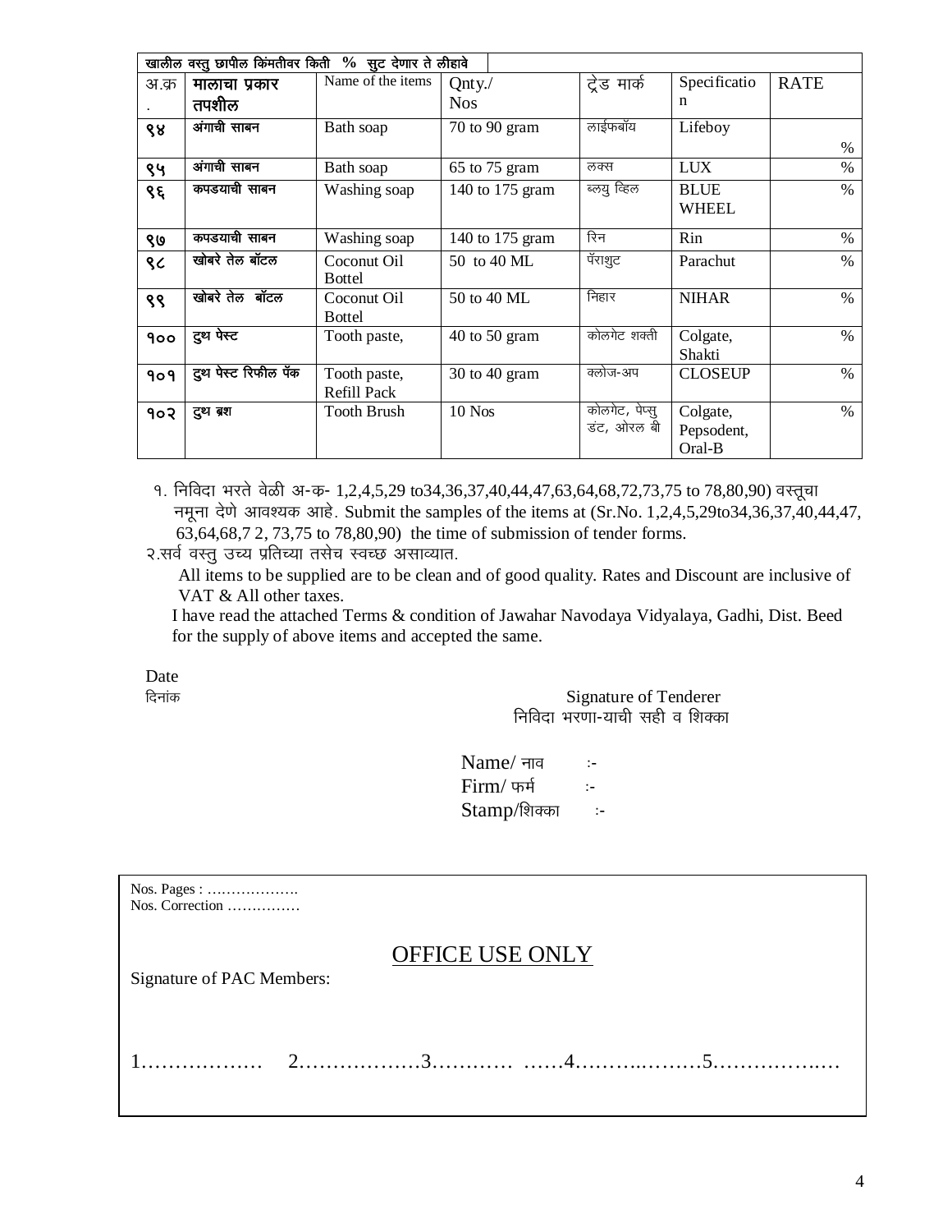| खालील वस्तु छापील किंमतीवर किती % सुट देणार ते लीहावे | | | | | | |
|---|---|---|---|---|---|---|
| अ.क्र. | मालाचा प्रकार तपशील | Name of the items | Qnty./ Nos | ट्रेड मार्क | Specification | RATE |
| ९४ | अंगाची साबन | Bath soap | 70 to 90 gram | लाईफबॉय | Lifeboy | % |
| ९५ | अंगाची साबन | Bath soap | 65 to 75 gram | लक्स | LUX | % |
| ९६ | कपडयाची साबन | Washing soap | 140 to 175 gram | ब्लयु व्हिल | BLUE WHEEL | % |
| ९७ | कपडयाची साबन | Washing soap | 140 to 175 gram | रिन | Rin | % |
| ९८ | खोबरे तेल बॉटल | Coconut Oil Bottel | 50 to 40 ML | पॅराशुट | Parachut | % |
| ९९ | खोबरे तेल बॉटल | Coconut Oil Bottel | 50 to 40 ML | निहार | NIHAR | % |
| १०० | टुथ पेस्ट | Tooth paste, | 40 to 50 gram | कोलगेट शक्ती | Colgate, Shakti | % |
| १०१ | टुथ पेस्ट रिफील पॅक | Tooth paste, Refill Pack | 30 to 40 gram | क्लोज-अप | CLOSEUP | % |
| १०२ | टुथ ब्रश | Tooth Brush | 10 Nos | कोलगेट, पेप्सुडंट, ओरल बी | Colgate, Pepsodent, Oral-B | % |

१. निविदा भरते वेळी अ-क्र- 1,2,4,5,29 to34,36,37,40,44,47,63,64,68,72,73,75 to 78,80,90) वस्तूचा नमूना देणे आवश्यक आहे. Submit the samples of the items at (Sr.No. 1,2,4,5,29to34,36,37,40,44,47, 63,64,68,7 2, 73,75 to 78,80,90) the time of submission of tender forms.

२.सर्व वस्तु उच्य प्रतिच्या तसेच स्वच्छ असाव्यात.

All items to be supplied are to be clean and of good quality. Rates and Discount are inclusive of VAT & All other taxes.

I have read the attached Terms & condition of Jawahar Navodaya Vidyalaya, Gadhi, Dist. Beed for the supply of above items and accepted the same.

Date
दिनांक

Signature of Tenderer
निविदा भरणा-याची सही व शिक्का

Name/ नाव :-
Firm/ फर्म :-
Stamp/शिक्का :-

Nos. Pages : ……………….
Nos. Correction ……………

OFFICE USE ONLY

Signature of PAC Members:

1……………… 2………………3………… ……4……….………5……………..…